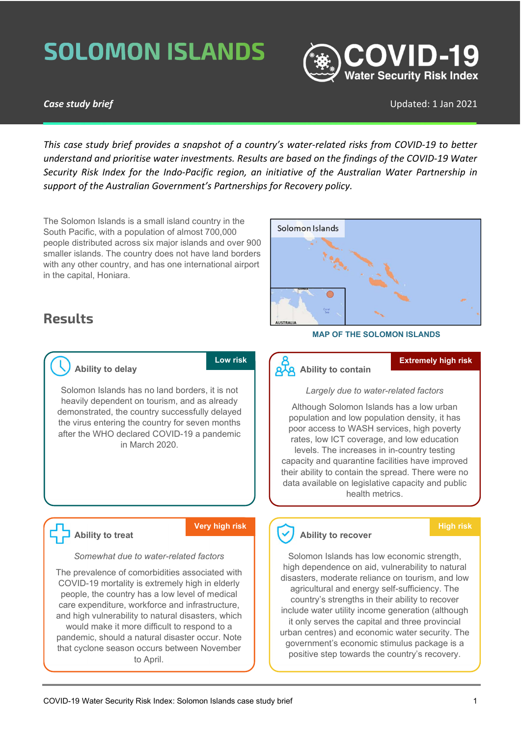# SOLOMON ISLANDS

**COVID-19**
**Water Security Risk Index**

***Case study brief***

Updated: 1 Jan 2021

*This case study brief provides a snapshot of a country's water-related risks from COVID-19 to better understand and prioritise water investments. Results are based on the findings of the COVID-19 Water Security Risk Index for the Indo-Pacific region, an initiative of the Australian Water Partnership in support of the Australian Government's Partnerships for Recovery policy.*

The Solomon Islands is a small island country in the South Pacific, with a population of almost 700,000 people distributed across six major islands and over 900 smaller islands. The country does not have land borders with any other country, and has one international airport in the capital, Honiara.

MAP OF THE SOLOMON ISLANDS

## Results

### Ability to delay

**Low risk**

Solomon Islands has no land borders, it is not heavily dependent on tourism, and as already demonstrated, the country successfully delayed the virus entering the country for seven months after the WHO declared COVID-19 a pandemic in March 2020.

### Ability to contain

**Extremely high risk**

*Largely due to water-related factors*

Although Solomon Islands has a low urban population and low population density, it has poor access to WASH services, high poverty rates, low ICT coverage, and low education levels. The increases in in-country testing capacity and quarantine facilities have improved their ability to contain the spread. There were no data available on legislative capacity and public health metrics.

### Ability to treat

**Very high risk**

*Somewhat due to water-related factors*

The prevalence of comorbidities associated with COVID-19 mortality is extremely high in elderly people, the country has a low level of medical care expenditure, workforce and infrastructure, and high vulnerability to natural disasters, which would make it more difficult to respond to a pandemic, should a natural disaster occur. Note that cyclone season occurs between November to April.

### Ability to recover

**High risk**

Solomon Islands has low economic strength, high dependence on aid, vulnerability to natural disasters, moderate reliance on tourism, and low agricultural and energy self-sufficiency. The country's strengths in their ability to recover include water utility income generation (although it only serves the capital and three provincial urban centres) and economic water security. The government's economic stimulus package is a positive step towards the country's recovery.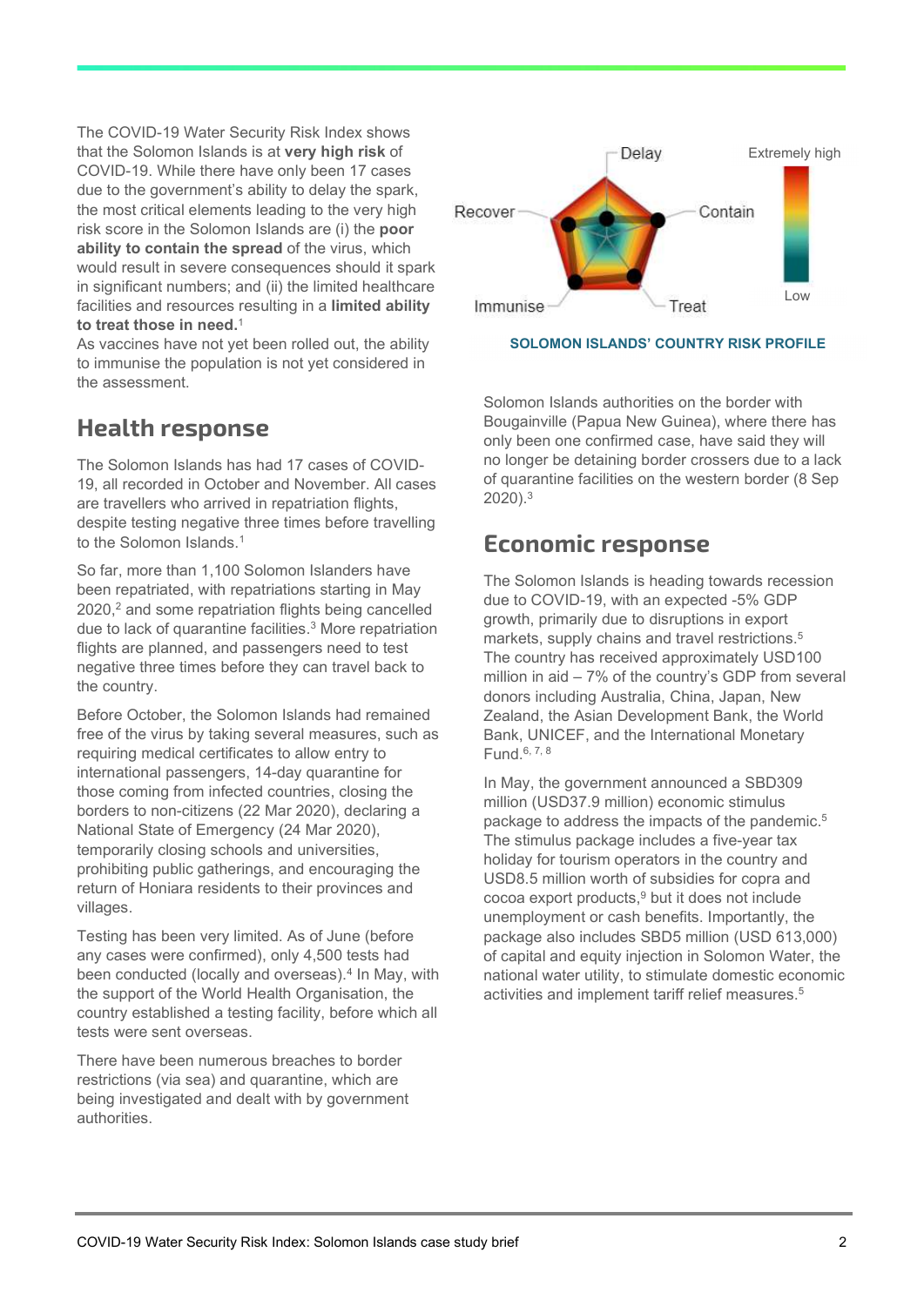The COVID-19 Water Security Risk Index shows that the Solomon Islands is at **very high risk** of COVID-19. While there have only been 17 cases due to the government's ability to delay the spark, the most critical elements leading to the very high risk score in the Solomon Islands are (i) the **poor ability to contain the spread** of the virus, which would result in severe consequences should it spark in significant numbers; and (ii) the limited healthcare facilities and resources resulting in a **limited ability to treat those in need.**[1]
As vaccines have not yet been rolled out, the ability to immunise the population is not yet considered in the assessment.

SOLOMON ISLANDS' COUNTRY RISK PROFILE

## Health response

The Solomon Islands has had 17 cases of COVID-19, all recorded in October and November. All cases are travellers who arrived in repatriation flights, despite testing negative three times before travelling to the Solomon Islands.[1]

So far, more than 1,100 Solomon Islanders have been repatriated, with repatriations starting in May 2020,[2] and some repatriation flights being cancelled due to lack of quarantine facilities.[3] More repatriation flights are planned, and passengers need to test negative three times before they can travel back to the country.

Before October, the Solomon Islands had remained free of the virus by taking several measures, such as requiring medical certificates to allow entry to international passengers, 14-day quarantine for those coming from infected countries, closing the borders to non-citizens (22 Mar 2020), declaring a National State of Emergency (24 Mar 2020), temporarily closing schools and universities, prohibiting public gatherings, and encouraging the return of Honiara residents to their provinces and villages.

Testing has been very limited. As of June (before any cases were confirmed), only 4,500 tests had been conducted (locally and overseas).[4] In May, with the support of the World Health Organisation, the country established a testing facility, before which all tests were sent overseas.

There have been numerous breaches to border restrictions (via sea) and quarantine, which are being investigated and dealt with by government authorities.

Solomon Islands authorities on the border with Bougainville (Papua New Guinea), where there has only been one confirmed case, have said they will no longer be detaining border crossers due to a lack of quarantine facilities on the western border (8 Sep 2020).[3]

## Economic response

The Solomon Islands is heading towards recession due to COVID-19, with an expected -5% GDP growth, primarily due to disruptions in export markets, supply chains and travel restrictions.[5]
The country has received approximately USD100 million in aid – 7% of the country's GDP from several donors including Australia, China, Japan, New Zealand, the Asian Development Bank, the World Bank, UNICEF, and the International Monetary Fund.[6, 7, 8]

In May, the government announced a SBD309 million (USD37.9 million) economic stimulus package to address the impacts of the pandemic.[5]
The stimulus package includes a five-year tax holiday for tourism operators in the country and USD8.5 million worth of subsidies for copra and cocoa export products,[9] but it does not include unemployment or cash benefits. Importantly, the package also includes SBD5 million (USD 613,000) of capital and equity injection in Solomon Water, the national water utility, to stimulate domestic economic activities and implement tariff relief measures.[5]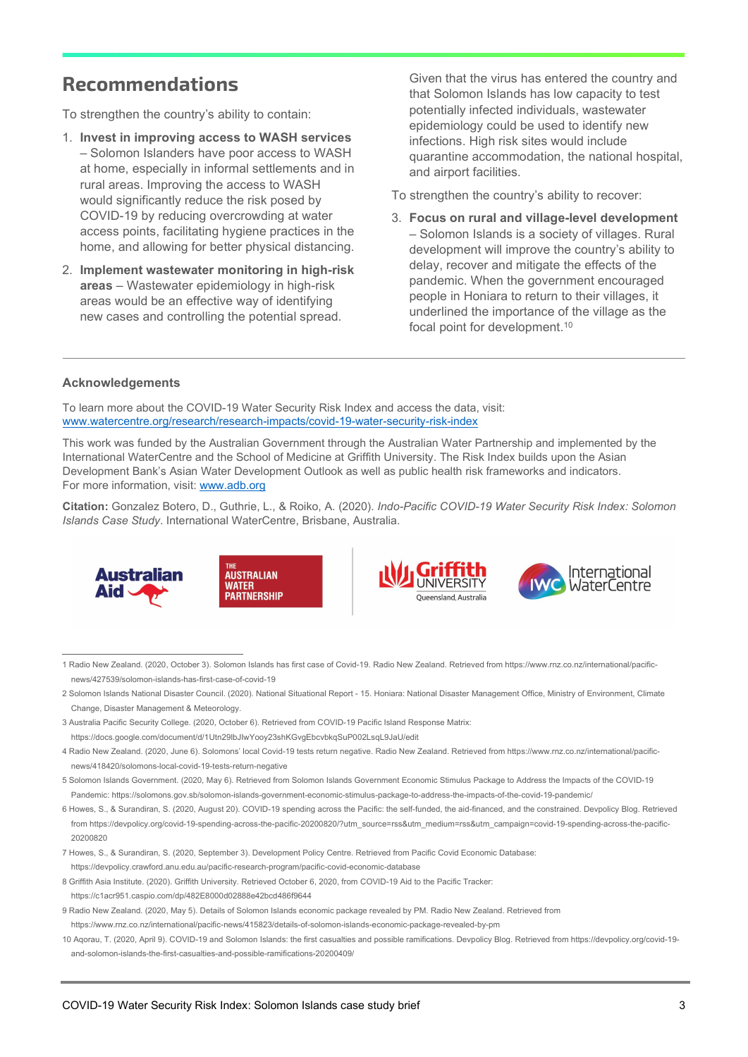## Recommendations

To strengthen the country's ability to contain:

1. **Invest in improving access to WASH services** – Solomon Islanders have poor access to WASH at home, especially in informal settlements and in rural areas. Improving the access to WASH would significantly reduce the risk posed by COVID-19 by reducing overcrowding at water access points, facilitating hygiene practices in the home, and allowing for better physical distancing.

2. **Implement wastewater monitoring in high-risk areas** – Wastewater epidemiology in high-risk areas would be an effective way of identifying new cases and controlling the potential spread. Given that the virus has entered the country and that Solomon Islands has low capacity to test potentially infected individuals, wastewater epidemiology could be used to identify new infections. High risk sites would include quarantine accommodation, the national hospital, and airport facilities.

To strengthen the country's ability to recover:

3. **Focus on rural and village-level development** – Solomon Islands is a society of villages. Rural development will improve the country's ability to delay, recover and mitigate the effects of the pandemic. When the government encouraged people in Honiara to return to their villages, it underlined the importance of the village as the focal point for development.[10]

### Acknowledgements

To learn more about the COVID-19 Water Security Risk Index and access the data, visit: www.watercentre.org/research/research-impacts/covid-19-water-security-risk-index

This work was funded by the Australian Government through the Australian Water Partnership and implemented by the International WaterCentre and the School of Medicine at Griffith University. The Risk Index builds upon the Asian Development Bank's Asian Water Development Outlook as well as public health risk frameworks and indicators. For more information, visit: www.adb.org

**Citation:** Gonzalez Botero, D., Guthrie, L., & Roiko, A. (2020). *Indo-Pacific COVID-19 Water Security Risk Index: Solomon Islands Case Study*. International WaterCentre, Brisbane, Australia.

Australian Aid | The Australian Water Partnership | Griffith University, Queensland, Australia | International WaterCentre

---

1 Radio New Zealand. (2020, October 3). Solomon Islands has first case of Covid-19. Radio New Zealand. Retrieved from https://www.rnz.co.nz/international/pacific-news/427539/solomon-islands-has-first-case-of-covid-19

2 Solomon Islands National Disaster Council. (2020). National Situational Report - 15. Honiara: National Disaster Management Office, Ministry of Environment, Climate Change, Disaster Management & Meteorology.

3 Australia Pacific Security College. (2020, October 6). Retrieved from COVID-19 Pacific Island Response Matrix: https://docs.google.com/document/d/1Utn29lbJlwYooy23shKGvgEbcvbkqSuP002LsqL9JaU/edit

4 Radio New Zealand. (2020, June 6). Solomons' local Covid-19 tests return negative. Radio New Zealand. Retrieved from https://www.rnz.co.nz/international/pacific-news/418420/solomons-local-covid-19-tests-return-negative

5 Solomon Islands Government. (2020, May 6). Retrieved from Solomon Islands Government Economic Stimulus Package to Address the Impacts of the COVID-19 Pandemic: https://solomons.gov.sb/solomon-islands-government-economic-stimulus-package-to-address-the-impacts-of-the-covid-19-pandemic/

6 Howes, S., & Surandiran, S. (2020, August 20). COVID-19 spending across the Pacific: the self-funded, the aid-financed, and the constrained. Devpolicy Blog. Retrieved from https://devpolicy.org/covid-19-spending-across-the-pacific-20200820/?utm_source=rss&utm_medium=rss&utm_campaign=covid-19-spending-across-the-pacific-20200820

7 Howes, S., & Surandiran, S. (2020, September 3). Development Policy Centre. Retrieved from Pacific Covid Economic Database: https://devpolicy.crawford.anu.edu.au/pacific-research-program/pacific-covid-economic-database

8 Griffith Asia Institute. (2020). Griffith University. Retrieved October 6, 2020, from COVID-19 Aid to the Pacific Tracker: https://c1acr951.caspio.com/dp/482E8000d02888e42bcd486f9644

9 Radio New Zealand. (2020, May 5). Details of Solomon Islands economic package revealed by PM. Radio New Zealand. Retrieved from https://www.rnz.co.nz/international/pacific-news/415823/details-of-solomon-islands-economic-package-revealed-by-pm

10 Aqorau, T. (2020, April 9). COVID-19 and Solomon Islands: the first casualties and possible ramifications. Devpolicy Blog. Retrieved from https://devpolicy.org/covid-19-and-solomon-islands-the-first-casualties-and-possible-ramifications-20200409/